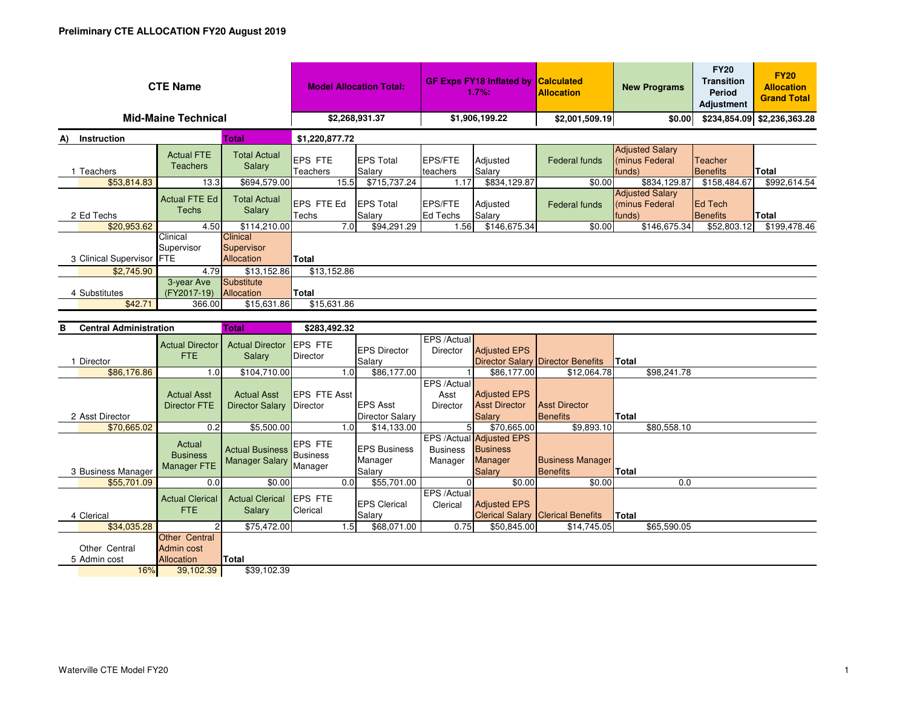# Preliminary CTE ALLOCATION FY20 August 2019

| CTE Name | Model Allocation Total: | GF Exps FY18 Inflated by 1.7%: | Calculated Allocation | New Programs | FY20 Transition Period Adjustment | FY20 Allocation Grand Total |
|---|---|---|---|---|---|---|
| Mid-Maine Technical | $2,268,931.37 | $1,906,199.22 | $2,001,509.19 | $0.00 | $234,854.09 | $2,236,363.28 |

## A) Instruction — Total: $1,220,877.72

| 1 Teachers | Actual FTE Teachers | Total Actual Salary | EPS FTE Teachers | EPS Total Salary | EPS/FTE teachers | Adjusted Salary | Federal funds | Adjusted Salary (minus Federal funds) | Teacher Benefits | Total |
|---|---|---|---|---|---|---|---|---|---|---|
| $53,814.83 | 13.3 | $694,579.00 | 15.5 | $715,737.24 | 1.17 | $834,129.87 | $0.00 | $834,129.87 | $158,484.67 | $992,614.54 |

| 2 Ed Techs | Actual FTE Ed Techs | Total Actual Salary | EPS FTE Ed Techs | EPS Total Salary | EPS/FTE Ed Techs | Adjusted Salary | Federal funds | Adjusted Salary (minus Federal funds) | Ed Tech Benefits | Total |
|---|---|---|---|---|---|---|---|---|---|---|
| $20,953.62 | 4.50 | $114,210.00 | 7.0 | $94,291.29 | 1.56 | $146,675.34 | $0.00 | $146,675.34 | $52,803.12 | $199,478.46 |

| 3 Clinical Supervisor | Clinical Supervisor FTE | Clinical Supervisor Allocation | Total |
|---|---|---|---|
| $2,745.90 | 4.79 | $13,152.86 | $13,152.86 |

| 4 Substitutes | 3-year Ave (FY2017-19) | Substitute Allocation | Total |
|---|---|---|---|
| $42.71 | 366.00 | $15,631.86 | $15,631.86 |

## B Central Administration — Total: $283,492.32

| 1 Director | Actual Director FTE | Actual Director Salary | EPS FTE Director | EPS Director Salary | EPS /Actual Director | Adjusted EPS Director Salary | Director Benefits | Total |
|---|---|---|---|---|---|---|---|---|
| $86,176.86 | 1.0 | $104,710.00 | 1.0 | $86,177.00 | 1 | $86,177.00 | $12,064.78 | $98,241.78 |

| 2 Asst Director | Actual Asst Director FTE | Actual Asst Director Salary | EPS FTE Asst Director | EPS Asst Director Salary | EPS /Actual Asst Director | Adjusted EPS Asst Director Salary | Asst Director Benefits | Total |
|---|---|---|---|---|---|---|---|---|
| $70,665.02 | 0.2 | $5,500.00 | 1.0 | $14,133.00 | 5 | $70,665.00 | $9,893.10 | $80,558.10 |

| 3 Business Manager | Actual Business Manager FTE | Actual Business Manager Salary | EPS FTE Business Manager | EPS Business Manager Salary | EPS /Actual Business Manager | Adjusted EPS Business Manager Salary | Business Manager Benefits | Total |
|---|---|---|---|---|---|---|---|---|
| $55,701.09 | 0.0 | $0.00 | 0.0 | $55,701.00 | 0 | $0.00 | $0.00 | 0.0 |

| 4 Clerical | Actual Clerical FTE | Actual Clerical Salary | EPS FTE Clerical | EPS Clerical Salary | EPS /Actual Clerical | Adjusted EPS Clerical Salary | Clerical Benefits | Total |
|---|---|---|---|---|---|---|---|---|
| $34,035.28 | 2 | $75,472.00 | 1.5 | $68,071.00 | 0.75 | $50,845.00 | $14,745.05 | $65,590.05 |

| 5 Other Central Admin cost | Other Central Admin cost Allocation | Total |
|---|---|---|
| 16% | 39,102.39 | $39,102.39 |

Waterville CTE Model FY20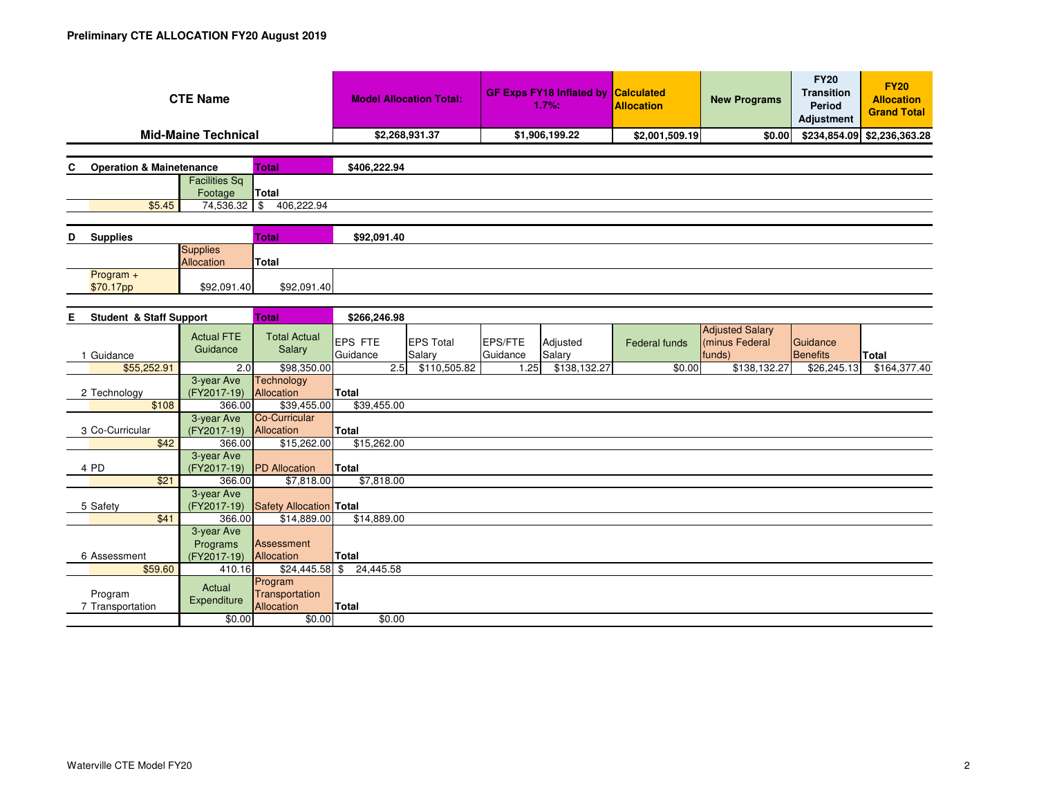**Preliminary CTE ALLOCATION FY20 August 2019**

| CTE Name | Model Allocation Total: | GF Exps FY18 Inflated by 1.7%: | Calculated Allocation | New Programs | FY20 Transition Period Adjustment | FY20 Allocation Grand Total |
|---|---|---|---|---|---|---|
| **Mid-Maine Technical** | $2,268,931.37 | $1,906,199.22 | $2,001,509.19 | $0.00 | $234,854.09 | $2,236,363.28 |

**C Operation & Mainetenance** — Total: **$406,222.94**

| | Facilities Sq Footage | Total |
|---|---|---|
| $5.45 | 74,536.32 | $ 406,222.94 |

**D Supplies** — Total: **$92,091.40**

| | Supplies Allocation | Total |
|---|---|---|
| Program + $70.17pp | $92,091.40 | $92,091.40 |

**E Student & Staff Support** — Total: **$266,246.98**

| 1 Guidance | Actual FTE Guidance | Total Actual Salary | EPS FTE Guidance | EPS Total Salary | EPS/FTE Guidance | Adjusted Salary | Federal funds | Adjusted Salary (minus Federal funds) | Guidance Benefits | Total |
|---|---|---|---|---|---|---|---|---|---|---|
| $55,252.91 | 2.0 | $98,350.00 | 2.5 | $110,505.82 | 1.25 | $138,132.27 | $0.00 | $138,132.27 | $26,245.13 | $164,377.40 |

| 2 Technology | 3-year Ave (FY2017-19) | Technology Allocation | Total |
|---|---|---|---|
| $108 | 366.00 | $39,455.00 | $39,455.00 |

| 3 Co-Curricular | 3-year Ave (FY2017-19) | Co-Curricular Allocation | Total |
|---|---|---|---|
| $42 | 366.00 | $15,262.00 | $15,262.00 |

| 4 PD | 3-year Ave (FY2017-19) | PD Allocation | Total |
|---|---|---|---|
| $21 | 366.00 | $7,818.00 | $7,818.00 |

| 5 Safety | 3-year Ave (FY2017-19) | Safety Allocation | Total |
|---|---|---|---|
| $41 | 366.00 | $14,889.00 | $14,889.00 |

| 6 Assessment | 3-year Ave Programs (FY2017-19) | Assessment Allocation | Total |
|---|---|---|---|
| $59.60 | 410.16 | $24,445.58 | $ 24,445.58 |

| 7 Program Transportation | Actual Expenditure | Program Transportation Allocation | Total |
|---|---|---|---|
| | $0.00 | $0.00 | $0.00 |

Waterville CTE Model FY20